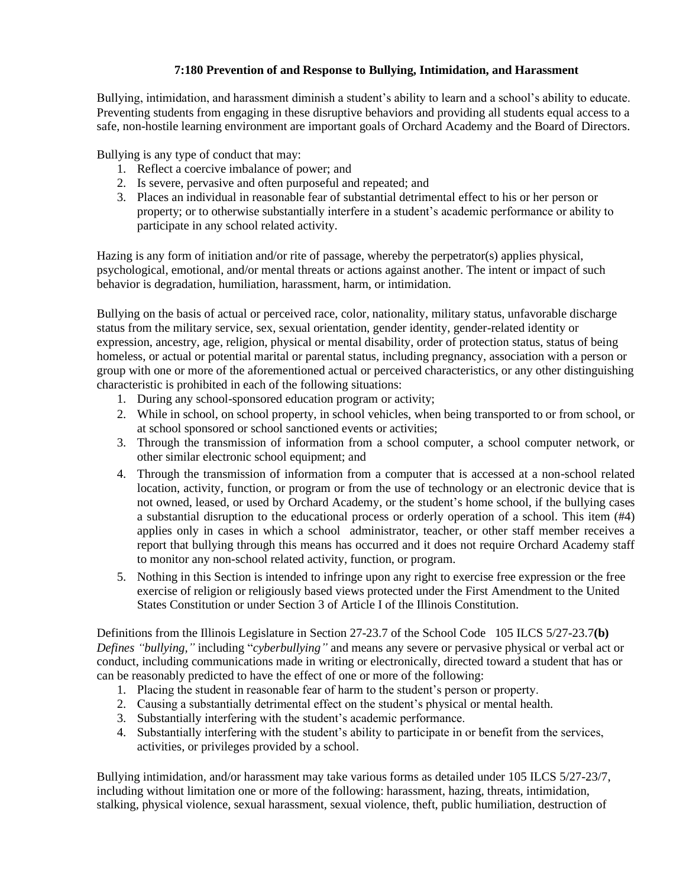## 7:180 Prevention of and Response to Bullying, Intimidation, and Harassment

Bullying, intimidation, and harassment diminish a student's ability to learn and a school's ability to educate. Preventing students from engaging in these disruptive behaviors and providing all students equal access to a safe, non-hostile learning environment are important goals of Orchard Academy and the Board of Directors.

Bullying is any type of conduct that may:

1. Reflect a coercive imbalance of power; and
2. Is severe, pervasive and often purposeful and repeated; and
3. Places an individual in reasonable fear of substantial detrimental effect to his or her person or property; or to otherwise substantially interfere in a student's academic performance or ability to participate in any school related activity.

Hazing is any form of initiation and/or rite of passage, whereby the perpetrator(s) applies physical, psychological, emotional, and/or mental threats or actions against another. The intent or impact of such behavior is degradation, humiliation, harassment, harm, or intimidation.

Bullying on the basis of actual or perceived race, color, nationality, military status, unfavorable discharge status from the military service, sex, sexual orientation, gender identity, gender-related identity or expression, ancestry, age, religion, physical or mental disability, order of protection status, status of being homeless, or actual or potential marital or parental status, including pregnancy, association with a person or group with one or more of the aforementioned actual or perceived characteristics, or any other distinguishing characteristic is prohibited in each of the following situations:

1. During any school-sponsored education program or activity;
2. While in school, on school property, in school vehicles, when being transported to or from school, or at school sponsored or school sanctioned events or activities;
3. Through the transmission of information from a school computer, a school computer network, or other similar electronic school equipment; and
4. Through the transmission of information from a computer that is accessed at a non-school related location, activity, function, or program or from the use of technology or an electronic device that is not owned, leased, or used by Orchard Academy, or the student's home school, if the bullying cases a substantial disruption to the educational process or orderly operation of a school. This item (#4) applies only in cases in which a school administrator, teacher, or other staff member receives a report that bullying through this means has occurred and it does not require Orchard Academy staff to monitor any non-school related activity, function, or program.
5. Nothing in this Section is intended to infringe upon any right to exercise free expression or the free exercise of religion or religiously based views protected under the First Amendment to the United States Constitution or under Section 3 of Article I of the Illinois Constitution.

Definitions from the Illinois Legislature in Section 27-23.7 of the School Code 105 ILCS 5/27-23.7**(b)** *Defines "bullying,"* including "*cyberbullying"* and means any severe or pervasive physical or verbal act or conduct, including communications made in writing or electronically, directed toward a student that has or can be reasonably predicted to have the effect of one or more of the following:

1. Placing the student in reasonable fear of harm to the student's person or property.
2. Causing a substantially detrimental effect on the student's physical or mental health.
3. Substantially interfering with the student's academic performance.
4. Substantially interfering with the student's ability to participate in or benefit from the services, activities, or privileges provided by a school.

Bullying intimidation, and/or harassment may take various forms as detailed under 105 ILCS 5/27-23/7, including without limitation one or more of the following: harassment, hazing, threats, intimidation, stalking, physical violence, sexual harassment, sexual violence, theft, public humiliation, destruction of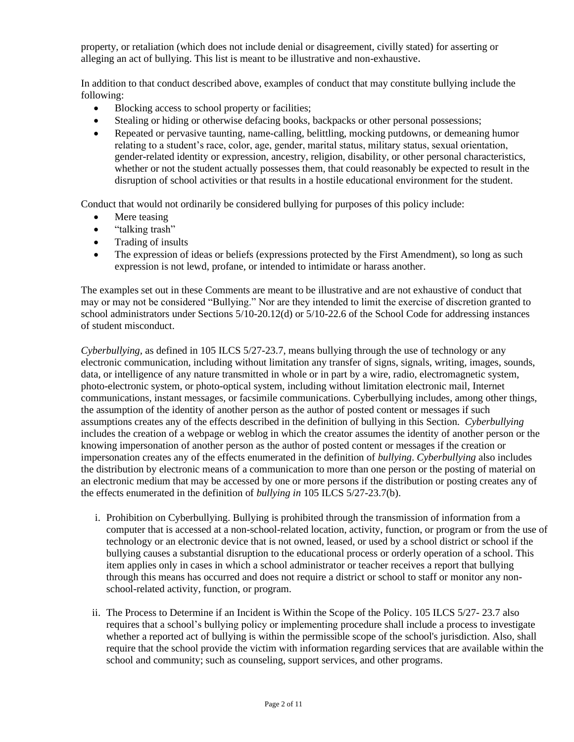property, or retaliation (which does not include denial or disagreement, civilly stated) for asserting or alleging an act of bullying. This list is meant to be illustrative and non-exhaustive.

In addition to that conduct described above, examples of conduct that may constitute bullying include the following:

- Blocking access to school property or facilities;
- Stealing or hiding or otherwise defacing books, backpacks or other personal possessions;
- Repeated or pervasive taunting, name-calling, belittling, mocking putdowns, or demeaning humor relating to a student's race, color, age, gender, marital status, military status, sexual orientation, gender-related identity or expression, ancestry, religion, disability, or other personal characteristics, whether or not the student actually possesses them, that could reasonably be expected to result in the disruption of school activities or that results in a hostile educational environment for the student.

Conduct that would not ordinarily be considered bullying for purposes of this policy include:

- Mere teasing
- "talking trash"
- Trading of insults
- The expression of ideas or beliefs (expressions protected by the First Amendment), so long as such expression is not lewd, profane, or intended to intimidate or harass another.

The examples set out in these Comments are meant to be illustrative and are not exhaustive of conduct that may or may not be considered "Bullying." Nor are they intended to limit the exercise of discretion granted to school administrators under Sections 5/10-20.12(d) or 5/10-22.6 of the School Code for addressing instances of student misconduct.

*Cyberbullying*, as defined in 105 ILCS 5/27-23.7, means bullying through the use of technology or any electronic communication, including without limitation any transfer of signs, signals, writing, images, sounds, data, or intelligence of any nature transmitted in whole or in part by a wire, radio, electromagnetic system, photo-electronic system, or photo-optical system, including without limitation electronic mail, Internet communications, instant messages, or facsimile communications. Cyberbullying includes, among other things, the assumption of the identity of another person as the author of posted content or messages if such assumptions creates any of the effects described in the definition of bullying in this Section. *Cyberbullying* includes the creation of a webpage or weblog in which the creator assumes the identity of another person or the knowing impersonation of another person as the author of posted content or messages if the creation or impersonation creates any of the effects enumerated in the definition of *bullying*. *Cyberbullying* also includes the distribution by electronic means of a communication to more than one person or the posting of material on an electronic medium that may be accessed by one or more persons if the distribution or posting creates any of the effects enumerated in the definition of *bullying in* 105 ILCS 5/27-23.7(b).

i. Prohibition on Cyberbullying. Bullying is prohibited through the transmission of information from a computer that is accessed at a non-school-related location, activity, function, or program or from the use of technology or an electronic device that is not owned, leased, or used by a school district or school if the bullying causes a substantial disruption to the educational process or orderly operation of a school. This item applies only in cases in which a school administrator or teacher receives a report that bullying through this means has occurred and does not require a district or school to staff or monitor any non-school-related activity, function, or program.

ii. The Process to Determine if an Incident is Within the Scope of the Policy. 105 ILCS 5/27- 23.7 also requires that a school's bullying policy or implementing procedure shall include a process to investigate whether a reported act of bullying is within the permissible scope of the school's jurisdiction. Also, shall require that the school provide the victim with information regarding services that are available within the school and community; such as counseling, support services, and other programs.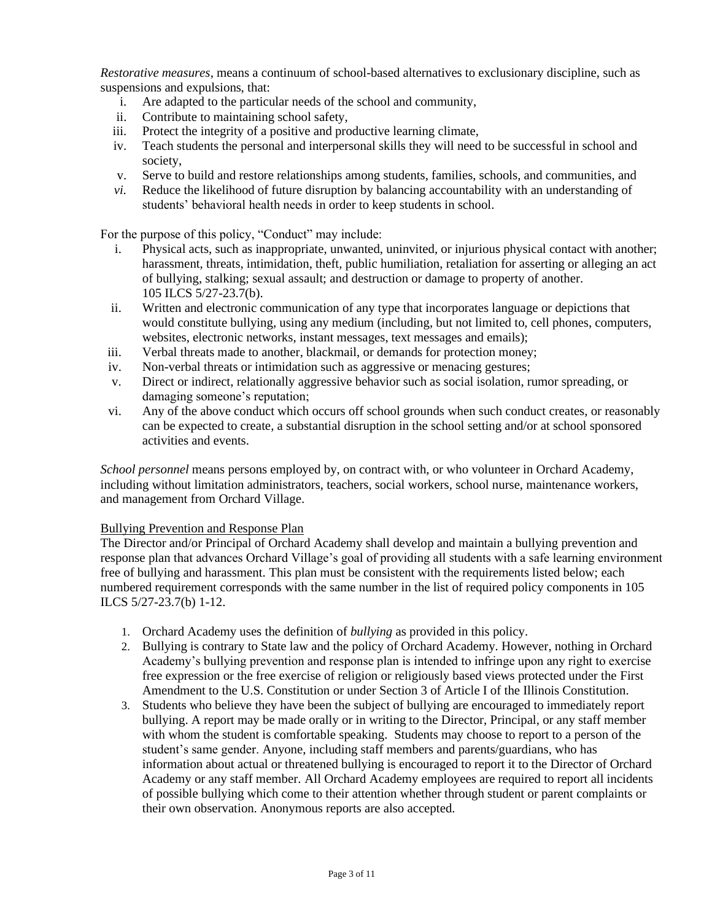*Restorative measures*, means a continuum of school-based alternatives to exclusionary discipline, such as suspensions and expulsions, that:

i. Are adapted to the particular needs of the school and community,
ii. Contribute to maintaining school safety,
iii. Protect the integrity of a positive and productive learning climate,
iv. Teach students the personal and interpersonal skills they will need to be successful in school and society,
v. Serve to build and restore relationships among students, families, schools, and communities, and
*vi.* Reduce the likelihood of future disruption by balancing accountability with an understanding of students' behavioral health needs in order to keep students in school.

For the purpose of this policy, "Conduct" may include:

i. Physical acts, such as inappropriate, unwanted, uninvited, or injurious physical contact with another; harassment, threats, intimidation, theft, public humiliation, retaliation for asserting or alleging an act of bullying, stalking; sexual assault; and destruction or damage to property of another. 105 ILCS 5/27-23.7(b).
ii. Written and electronic communication of any type that incorporates language or depictions that would constitute bullying, using any medium (including, but not limited to, cell phones, computers, websites, electronic networks, instant messages, text messages and emails);
iii. Verbal threats made to another, blackmail, or demands for protection money;
iv. Non-verbal threats or intimidation such as aggressive or menacing gestures;
v. Direct or indirect, relationally aggressive behavior such as social isolation, rumor spreading, or damaging someone's reputation;
vi. Any of the above conduct which occurs off school grounds when such conduct creates, or reasonably can be expected to create, a substantial disruption in the school setting and/or at school sponsored activities and events.

*School personnel* means persons employed by, on contract with, or who volunteer in Orchard Academy, including without limitation administrators, teachers, social workers, school nurse, maintenance workers, and management from Orchard Village.

Bullying Prevention and Response Plan

The Director and/or Principal of Orchard Academy shall develop and maintain a bullying prevention and response plan that advances Orchard Village's goal of providing all students with a safe learning environment free of bullying and harassment. This plan must be consistent with the requirements listed below; each numbered requirement corresponds with the same number in the list of required policy components in 105 ILCS 5/27-23.7(b) 1-12.

1. Orchard Academy uses the definition of *bullying* as provided in this policy.
2. Bullying is contrary to State law and the policy of Orchard Academy. However, nothing in Orchard Academy's bullying prevention and response plan is intended to infringe upon any right to exercise free expression or the free exercise of religion or religiously based views protected under the First Amendment to the U.S. Constitution or under Section 3 of Article I of the Illinois Constitution.
3. Students who believe they have been the subject of bullying are encouraged to immediately report bullying. A report may be made orally or in writing to the Director, Principal, or any staff member with whom the student is comfortable speaking. Students may choose to report to a person of the student's same gender. Anyone, including staff members and parents/guardians, who has information about actual or threatened bullying is encouraged to report it to the Director of Orchard Academy or any staff member. All Orchard Academy employees are required to report all incidents of possible bullying which come to their attention whether through student or parent complaints or their own observation. Anonymous reports are also accepted.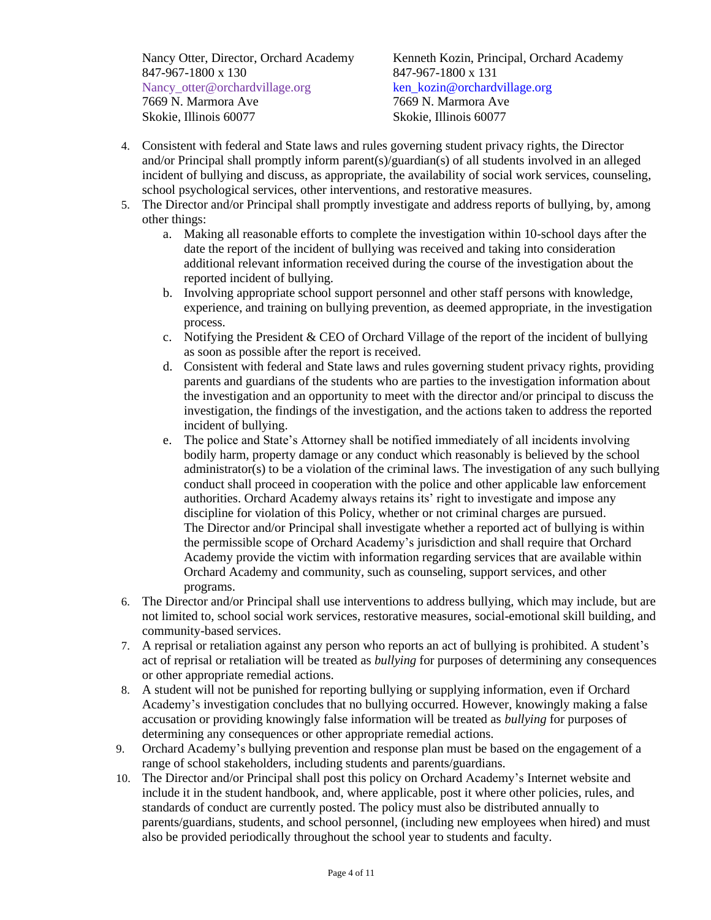Nancy Otter, Director, Orchard Academy
847-967-1800 x 130
Nancy_otter@orchardvillage.org
7669 N. Marmora Ave
Skokie, Illinois 60077

Kenneth Kozin, Principal, Orchard Academy
847-967-1800 x 131
ken_kozin@orchardvillage.org
7669 N. Marmora Ave
Skokie, Illinois 60077

4. Consistent with federal and State laws and rules governing student privacy rights, the Director and/or Principal shall promptly inform parent(s)/guardian(s) of all students involved in an alleged incident of bullying and discuss, as appropriate, the availability of social work services, counseling, school psychological services, other interventions, and restorative measures.
5. The Director and/or Principal shall promptly investigate and address reports of bullying, by, among other things:
   a. Making all reasonable efforts to complete the investigation within 10-school days after the date the report of the incident of bullying was received and taking into consideration additional relevant information received during the course of the investigation about the reported incident of bullying.
   b. Involving appropriate school support personnel and other staff persons with knowledge, experience, and training on bullying prevention, as deemed appropriate, in the investigation process.
   c. Notifying the President & CEO of Orchard Village of the report of the incident of bullying as soon as possible after the report is received.
   d. Consistent with federal and State laws and rules governing student privacy rights, providing parents and guardians of the students who are parties to the investigation information about the investigation and an opportunity to meet with the director and/or principal to discuss the investigation, the findings of the investigation, and the actions taken to address the reported incident of bullying.
   e. The police and State's Attorney shall be notified immediately of all incidents involving bodily harm, property damage or any conduct which reasonably is believed by the school administrator(s) to be a violation of the criminal laws. The investigation of any such bullying conduct shall proceed in cooperation with the police and other applicable law enforcement authorities. Orchard Academy always retains its' right to investigate and impose any discipline for violation of this Policy, whether or not criminal charges are pursued.
   The Director and/or Principal shall investigate whether a reported act of bullying is within the permissible scope of Orchard Academy's jurisdiction and shall require that Orchard Academy provide the victim with information regarding services that are available within Orchard Academy and community, such as counseling, support services, and other programs.
6. The Director and/or Principal shall use interventions to address bullying, which may include, but are not limited to, school social work services, restorative measures, social-emotional skill building, and community-based services.
7. A reprisal or retaliation against any person who reports an act of bullying is prohibited. A student's act of reprisal or retaliation will be treated as *bullying* for purposes of determining any consequences or other appropriate remedial actions.
8. A student will not be punished for reporting bullying or supplying information, even if Orchard Academy's investigation concludes that no bullying occurred. However, knowingly making a false accusation or providing knowingly false information will be treated as *bullying* for purposes of determining any consequences or other appropriate remedial actions.
9. Orchard Academy's bullying prevention and response plan must be based on the engagement of a range of school stakeholders, including students and parents/guardians.
10. The Director and/or Principal shall post this policy on Orchard Academy's Internet website and include it in the student handbook, and, where applicable, post it where other policies, rules, and standards of conduct are currently posted. The policy must also be distributed annually to parents/guardians, students, and school personnel, (including new employees when hired) and must also be provided periodically throughout the school year to students and faculty.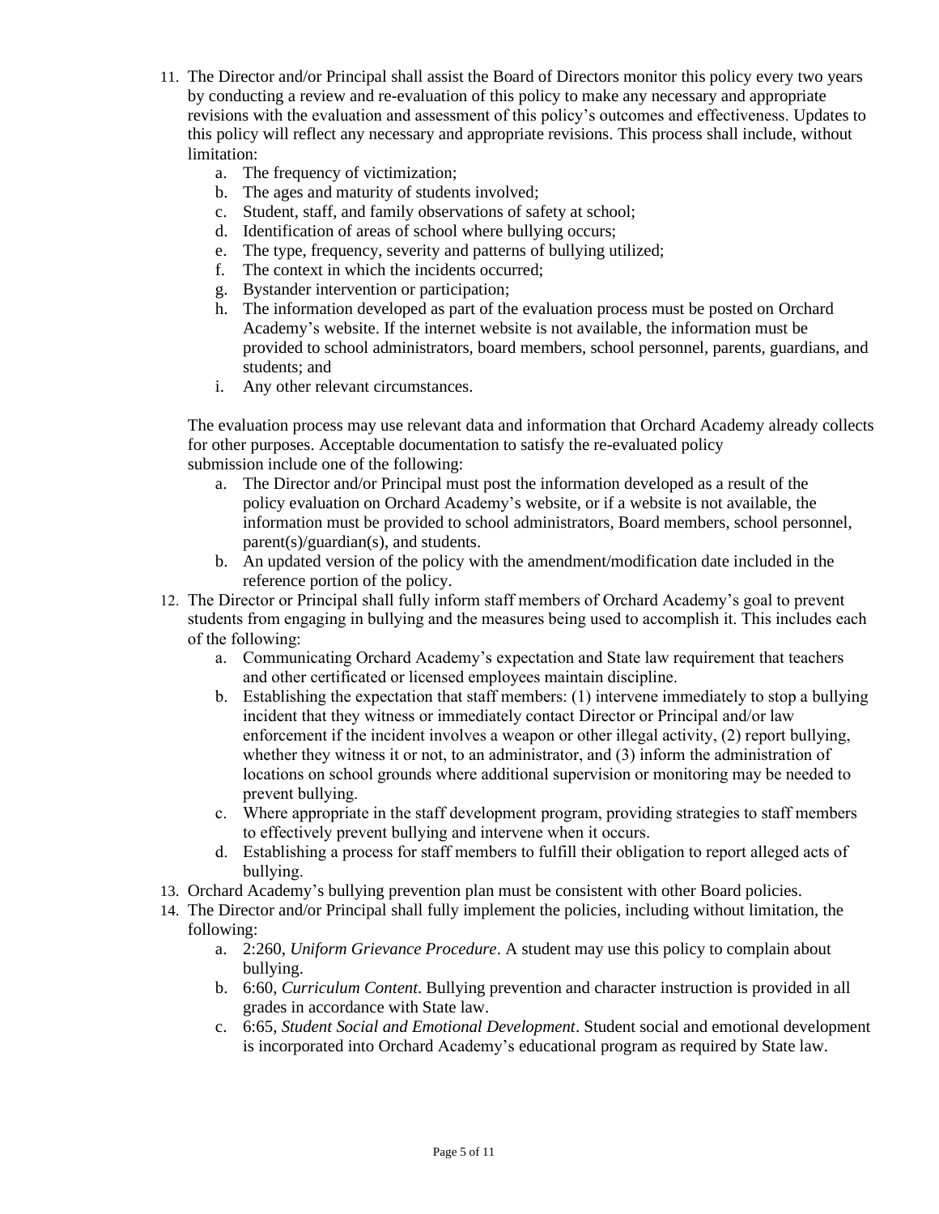11. The Director and/or Principal shall assist the Board of Directors monitor this policy every two years by conducting a review and re-evaluation of this policy to make any necessary and appropriate revisions with the evaluation and assessment of this policy's outcomes and effectiveness. Updates to this policy will reflect any necessary and appropriate revisions. This process shall include, without limitation:
    a. The frequency of victimization;
    b. The ages and maturity of students involved;
    c. Student, staff, and family observations of safety at school;
    d. Identification of areas of school where bullying occurs;
    e. The type, frequency, severity and patterns of bullying utilized;
    f. The context in which the incidents occurred;
    g. Bystander intervention or participation;
    h. The information developed as part of the evaluation process must be posted on Orchard Academy's website. If the internet website is not available, the information must be provided to school administrators, board members, school personnel, parents, guardians, and students; and
    i. Any other relevant circumstances.

    The evaluation process may use relevant data and information that Orchard Academy already collects for other purposes. Acceptable documentation to satisfy the re-evaluated policy submission include one of the following:
    a. The Director and/or Principal must post the information developed as a result of the policy evaluation on Orchard Academy's website, or if a website is not available, the information must be provided to school administrators, Board members, school personnel, parent(s)/guardian(s), and students.
    b. An updated version of the policy with the amendment/modification date included in the reference portion of the policy.
12. The Director or Principal shall fully inform staff members of Orchard Academy's goal to prevent students from engaging in bullying and the measures being used to accomplish it. This includes each of the following:
    a. Communicating Orchard Academy's expectation and State law requirement that teachers and other certificated or licensed employees maintain discipline.
    b. Establishing the expectation that staff members: (1) intervene immediately to stop a bullying incident that they witness or immediately contact Director or Principal and/or law enforcement if the incident involves a weapon or other illegal activity, (2) report bullying, whether they witness it or not, to an administrator, and (3) inform the administration of locations on school grounds where additional supervision or monitoring may be needed to prevent bullying.
    c. Where appropriate in the staff development program, providing strategies to staff members to effectively prevent bullying and intervene when it occurs.
    d. Establishing a process for staff members to fulfill their obligation to report alleged acts of bullying.
13. Orchard Academy's bullying prevention plan must be consistent with other Board policies.
14. The Director and/or Principal shall fully implement the policies, including without limitation, the following:
    a. 2:260, *Uniform Grievance Procedure*. A student may use this policy to complain about bullying.
    b. 6:60, *Curriculum Content*. Bullying prevention and character instruction is provided in all grades in accordance with State law.
    c. 6:65, *Student Social and Emotional Development*. Student social and emotional development is incorporated into Orchard Academy's educational program as required by State law.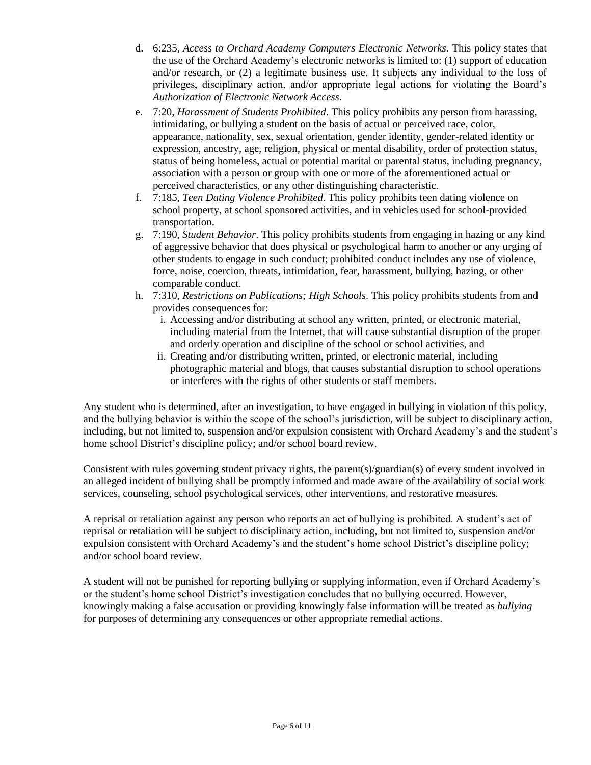d. 6:235, *Access to Orchard Academy Computers Electronic Networks*. This policy states that the use of the Orchard Academy's electronic networks is limited to: (1) support of education and/or research, or (2) a legitimate business use. It subjects any individual to the loss of privileges, disciplinary action, and/or appropriate legal actions for violating the Board's *Authorization of Electronic Network Access*.

e. 7:20, *Harassment of Students Prohibited*. This policy prohibits any person from harassing, intimidating, or bullying a student on the basis of actual or perceived race, color, appearance, nationality, sex, sexual orientation, gender identity, gender-related identity or expression, ancestry, age, religion, physical or mental disability, order of protection status, status of being homeless, actual or potential marital or parental status, including pregnancy, association with a person or group with one or more of the aforementioned actual or perceived characteristics, or any other distinguishing characteristic.

f. 7:185, *Teen Dating Violence Prohibited*. This policy prohibits teen dating violence on school property, at school sponsored activities, and in vehicles used for school-provided transportation.

g. 7:190, *Student Behavior*. This policy prohibits students from engaging in hazing or any kind of aggressive behavior that does physical or psychological harm to another or any urging of other students to engage in such conduct; prohibited conduct includes any use of violence, force, noise, coercion, threats, intimidation, fear, harassment, bullying, hazing, or other comparable conduct.

h. 7:310, *Restrictions on Publications; High Schools*. This policy prohibits students from and provides consequences for:

   i. Accessing and/or distributing at school any written, printed, or electronic material, including material from the Internet, that will cause substantial disruption of the proper and orderly operation and discipline of the school or school activities, and

   ii. Creating and/or distributing written, printed, or electronic material, including photographic material and blogs, that causes substantial disruption to school operations or interferes with the rights of other students or staff members.

Any student who is determined, after an investigation, to have engaged in bullying in violation of this policy, and the bullying behavior is within the scope of the school's jurisdiction, will be subject to disciplinary action, including, but not limited to, suspension and/or expulsion consistent with Orchard Academy's and the student's home school District's discipline policy; and/or school board review.

Consistent with rules governing student privacy rights, the parent(s)/guardian(s) of every student involved in an alleged incident of bullying shall be promptly informed and made aware of the availability of social work services, counseling, school psychological services, other interventions, and restorative measures.

A reprisal or retaliation against any person who reports an act of bullying is prohibited. A student's act of reprisal or retaliation will be subject to disciplinary action, including, but not limited to, suspension and/or expulsion consistent with Orchard Academy's and the student's home school District's discipline policy; and/or school board review.

A student will not be punished for reporting bullying or supplying information, even if Orchard Academy's or the student's home school District's investigation concludes that no bullying occurred. However, knowingly making a false accusation or providing knowingly false information will be treated as *bullying* for purposes of determining any consequences or other appropriate remedial actions.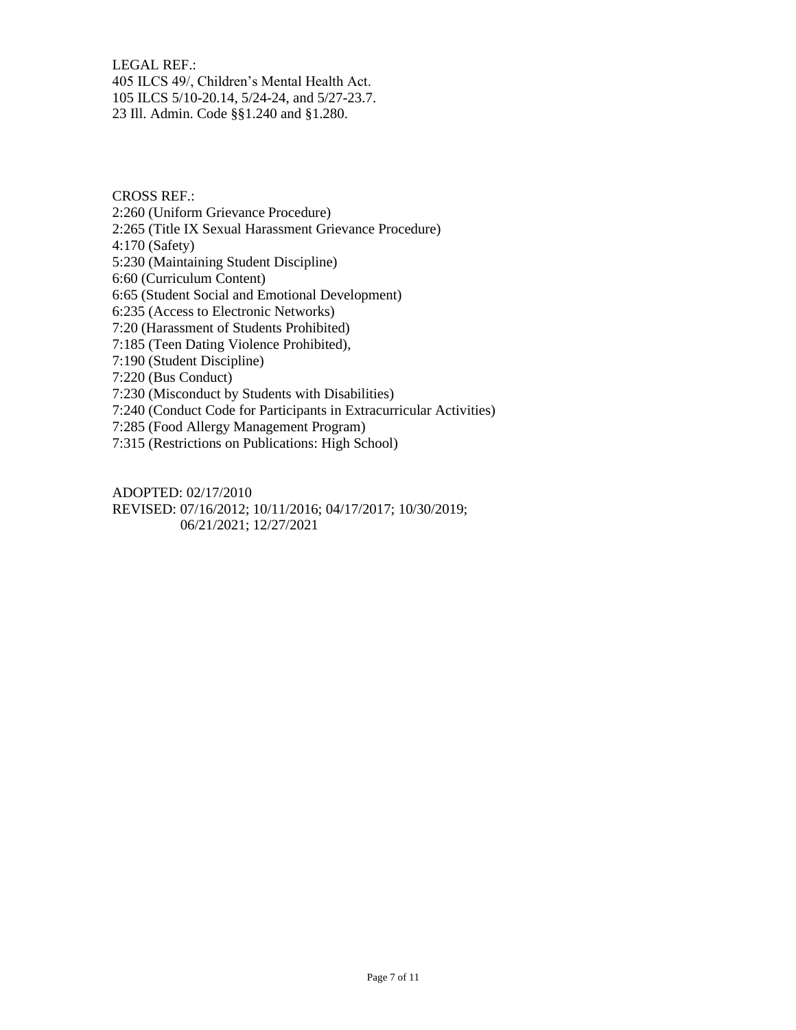LEGAL REF.:
405 ILCS 49/, Children's Mental Health Act.
105 ILCS 5/10-20.14, 5/24-24, and 5/27-23.7.
23 Ill. Admin. Code §§1.240 and §1.280.

CROSS REF.:
2:260 (Uniform Grievance Procedure)
2:265 (Title IX Sexual Harassment Grievance Procedure)
4:170 (Safety)
5:230 (Maintaining Student Discipline)
6:60 (Curriculum Content)
6:65 (Student Social and Emotional Development)
6:235 (Access to Electronic Networks)
7:20 (Harassment of Students Prohibited)
7:185 (Teen Dating Violence Prohibited),
7:190 (Student Discipline)
7:220 (Bus Conduct)
7:230 (Misconduct by Students with Disabilities)
7:240 (Conduct Code for Participants in Extracurricular Activities)
7:285 (Food Allergy Management Program)
7:315 (Restrictions on Publications: High School)

ADOPTED: 02/17/2010
REVISED: 07/16/2012; 10/11/2016; 04/17/2017; 10/30/2019;
06/21/2021; 12/27/2021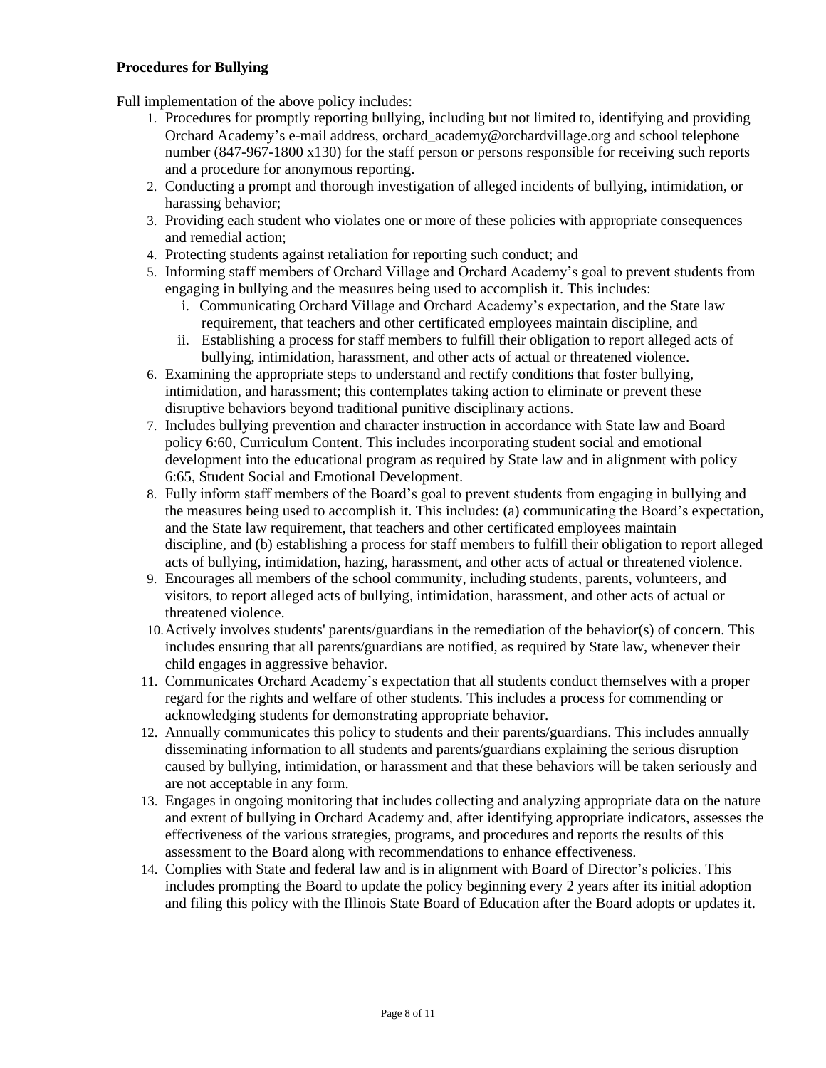**Procedures for Bullying**

Full implementation of the above policy includes:

1. Procedures for promptly reporting bullying, including but not limited to, identifying and providing Orchard Academy's e-mail address, orchard_academy@orchardvillage.org and school telephone number (847-967-1800 x130) for the staff person or persons responsible for receiving such reports and a procedure for anonymous reporting.
2. Conducting a prompt and thorough investigation of alleged incidents of bullying, intimidation, or harassing behavior;
3. Providing each student who violates one or more of these policies with appropriate consequences and remedial action;
4. Protecting students against retaliation for reporting such conduct; and
5. Informing staff members of Orchard Village and Orchard Academy's goal to prevent students from engaging in bullying and the measures being used to accomplish it. This includes:
   i. Communicating Orchard Village and Orchard Academy's expectation, and the State law requirement, that teachers and other certificated employees maintain discipline, and
   ii. Establishing a process for staff members to fulfill their obligation to report alleged acts of bullying, intimidation, harassment, and other acts of actual or threatened violence.
6. Examining the appropriate steps to understand and rectify conditions that foster bullying, intimidation, and harassment; this contemplates taking action to eliminate or prevent these disruptive behaviors beyond traditional punitive disciplinary actions.
7. Includes bullying prevention and character instruction in accordance with State law and Board policy 6:60, Curriculum Content. This includes incorporating student social and emotional development into the educational program as required by State law and in alignment with policy 6:65, Student Social and Emotional Development.
8. Fully inform staff members of the Board's goal to prevent students from engaging in bullying and the measures being used to accomplish it. This includes: (a) communicating the Board's expectation, and the State law requirement, that teachers and other certificated employees maintain discipline, and (b) establishing a process for staff members to fulfill their obligation to report alleged acts of bullying, intimidation, hazing, harassment, and other acts of actual or threatened violence.
9. Encourages all members of the school community, including students, parents, volunteers, and visitors, to report alleged acts of bullying, intimidation, harassment, and other acts of actual or threatened violence.
10. Actively involves students' parents/guardians in the remediation of the behavior(s) of concern. This includes ensuring that all parents/guardians are notified, as required by State law, whenever their child engages in aggressive behavior.
11. Communicates Orchard Academy's expectation that all students conduct themselves with a proper regard for the rights and welfare of other students. This includes a process for commending or acknowledging students for demonstrating appropriate behavior.
12. Annually communicates this policy to students and their parents/guardians. This includes annually disseminating information to all students and parents/guardians explaining the serious disruption caused by bullying, intimidation, or harassment and that these behaviors will be taken seriously and are not acceptable in any form.
13. Engages in ongoing monitoring that includes collecting and analyzing appropriate data on the nature and extent of bullying in Orchard Academy and, after identifying appropriate indicators, assesses the effectiveness of the various strategies, programs, and procedures and reports the results of this assessment to the Board along with recommendations to enhance effectiveness.
14. Complies with State and federal law and is in alignment with Board of Director's policies. This includes prompting the Board to update the policy beginning every 2 years after its initial adoption and filing this policy with the Illinois State Board of Education after the Board adopts or updates it.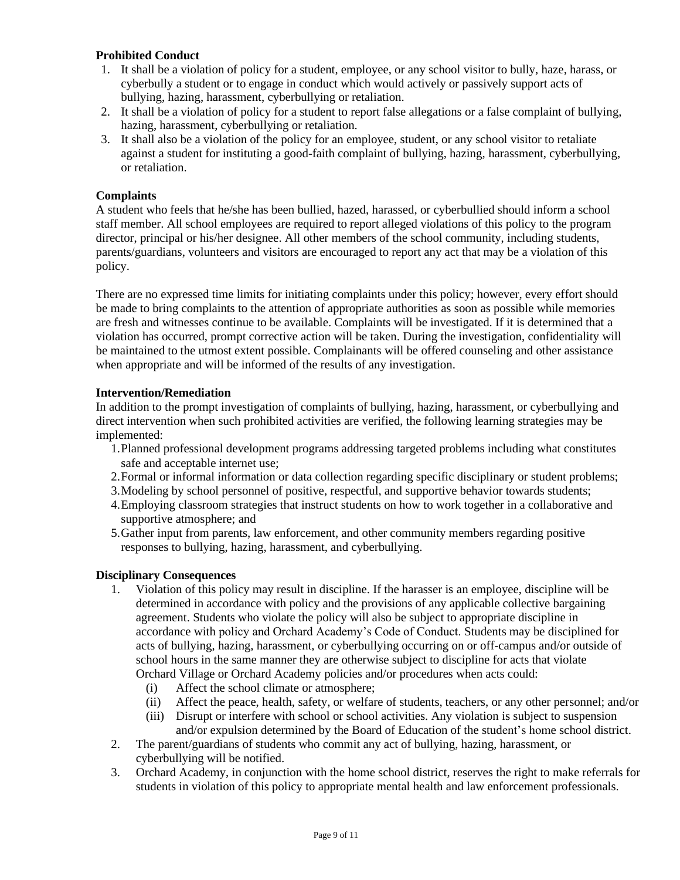**Prohibited Conduct**

1. It shall be a violation of policy for a student, employee, or any school visitor to bully, haze, harass, or cyberbully a student or to engage in conduct which would actively or passively support acts of bullying, hazing, harassment, cyberbullying or retaliation.
2. It shall be a violation of policy for a student to report false allegations or a false complaint of bullying, hazing, harassment, cyberbullying or retaliation.
3. It shall also be a violation of the policy for an employee, student, or any school visitor to retaliate against a student for instituting a good-faith complaint of bullying, hazing, harassment, cyberbullying, or retaliation.

**Complaints**

A student who feels that he/she has been bullied, hazed, harassed, or cyberbullied should inform a school staff member. All school employees are required to report alleged violations of this policy to the program director, principal or his/her designee. All other members of the school community, including students, parents/guardians, volunteers and visitors are encouraged to report any act that may be a violation of this policy.

There are no expressed time limits for initiating complaints under this policy; however, every effort should be made to bring complaints to the attention of appropriate authorities as soon as possible while memories are fresh and witnesses continue to be available. Complaints will be investigated. If it is determined that a violation has occurred, prompt corrective action will be taken. During the investigation, confidentiality will be maintained to the utmost extent possible. Complainants will be offered counseling and other assistance when appropriate and will be informed of the results of any investigation.

**Intervention/Remediation**

In addition to the prompt investigation of complaints of bullying, hazing, harassment, or cyberbullying and direct intervention when such prohibited activities are verified, the following learning strategies may be implemented:

1. Planned professional development programs addressing targeted problems including what constitutes safe and acceptable internet use;
2. Formal or informal information or data collection regarding specific disciplinary or student problems;
3. Modeling by school personnel of positive, respectful, and supportive behavior towards students;
4. Employing classroom strategies that instruct students on how to work together in a collaborative and supportive atmosphere; and
5. Gather input from parents, law enforcement, and other community members regarding positive responses to bullying, hazing, harassment, and cyberbullying.

**Disciplinary Consequences**

1. Violation of this policy may result in discipline. If the harasser is an employee, discipline will be determined in accordance with policy and the provisions of any applicable collective bargaining agreement. Students who violate the policy will also be subject to appropriate discipline in accordance with policy and Orchard Academy's Code of Conduct. Students may be disciplined for acts of bullying, hazing, harassment, or cyberbullying occurring on or off-campus and/or outside of school hours in the same manner they are otherwise subject to discipline for acts that violate Orchard Village or Orchard Academy policies and/or procedures when acts could:
   (i) Affect the school climate or atmosphere;
   (ii) Affect the peace, health, safety, or welfare of students, teachers, or any other personnel; and/or
   (iii) Disrupt or interfere with school or school activities. Any violation is subject to suspension and/or expulsion determined by the Board of Education of the student's home school district.
2. The parent/guardians of students who commit any act of bullying, hazing, harassment, or cyberbullying will be notified.
3. Orchard Academy, in conjunction with the home school district, reserves the right to make referrals for students in violation of this policy to appropriate mental health and law enforcement professionals.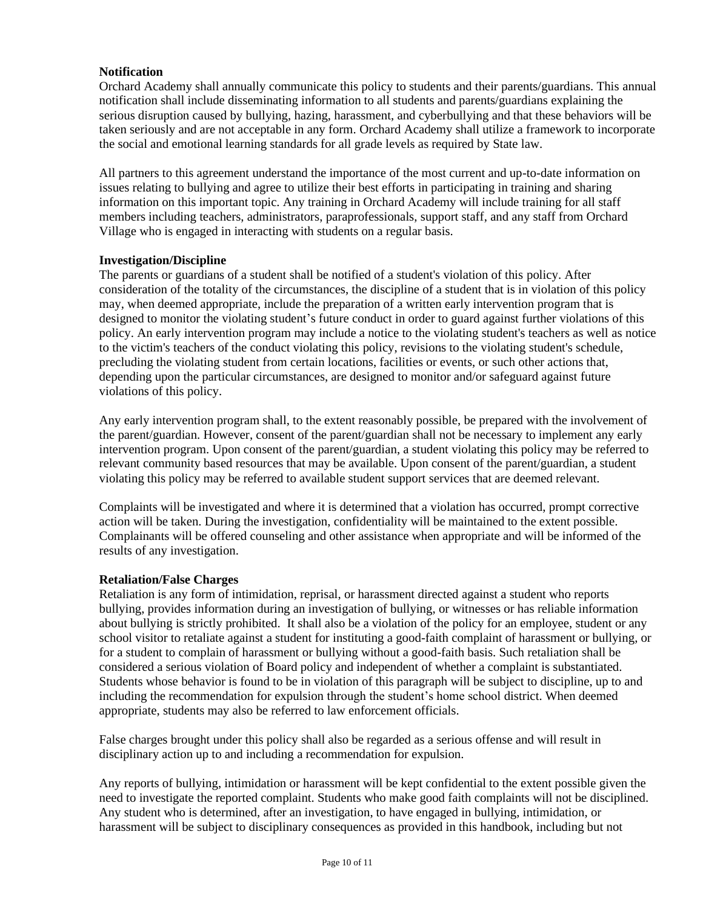**Notification**

Orchard Academy shall annually communicate this policy to students and their parents/guardians. This annual notification shall include disseminating information to all students and parents/guardians explaining the serious disruption caused by bullying, hazing, harassment, and cyberbullying and that these behaviors will be taken seriously and are not acceptable in any form. Orchard Academy shall utilize a framework to incorporate the social and emotional learning standards for all grade levels as required by State law.

All partners to this agreement understand the importance of the most current and up-to-date information on issues relating to bullying and agree to utilize their best efforts in participating in training and sharing information on this important topic. Any training in Orchard Academy will include training for all staff members including teachers, administrators, paraprofessionals, support staff, and any staff from Orchard Village who is engaged in interacting with students on a regular basis.

**Investigation/Discipline**

The parents or guardians of a student shall be notified of a student's violation of this policy. After consideration of the totality of the circumstances, the discipline of a student that is in violation of this policy may, when deemed appropriate, include the preparation of a written early intervention program that is designed to monitor the violating student's future conduct in order to guard against further violations of this policy. An early intervention program may include a notice to the violating student's teachers as well as notice to the victim's teachers of the conduct violating this policy, revisions to the violating student's schedule, precluding the violating student from certain locations, facilities or events, or such other actions that, depending upon the particular circumstances, are designed to monitor and/or safeguard against future violations of this policy.

Any early intervention program shall, to the extent reasonably possible, be prepared with the involvement of the parent/guardian. However, consent of the parent/guardian shall not be necessary to implement any early intervention program. Upon consent of the parent/guardian, a student violating this policy may be referred to relevant community based resources that may be available. Upon consent of the parent/guardian, a student violating this policy may be referred to available student support services that are deemed relevant.

Complaints will be investigated and where it is determined that a violation has occurred, prompt corrective action will be taken. During the investigation, confidentiality will be maintained to the extent possible. Complainants will be offered counseling and other assistance when appropriate and will be informed of the results of any investigation.

**Retaliation/False Charges**

Retaliation is any form of intimidation, reprisal, or harassment directed against a student who reports bullying, provides information during an investigation of bullying, or witnesses or has reliable information about bullying is strictly prohibited. It shall also be a violation of the policy for an employee, student or any school visitor to retaliate against a student for instituting a good-faith complaint of harassment or bullying, or for a student to complain of harassment or bullying without a good-faith basis. Such retaliation shall be considered a serious violation of Board policy and independent of whether a complaint is substantiated. Students whose behavior is found to be in violation of this paragraph will be subject to discipline, up to and including the recommendation for expulsion through the student's home school district. When deemed appropriate, students may also be referred to law enforcement officials.

False charges brought under this policy shall also be regarded as a serious offense and will result in disciplinary action up to and including a recommendation for expulsion.

Any reports of bullying, intimidation or harassment will be kept confidential to the extent possible given the need to investigate the reported complaint. Students who make good faith complaints will not be disciplined. Any student who is determined, after an investigation, to have engaged in bullying, intimidation, or harassment will be subject to disciplinary consequences as provided in this handbook, including but not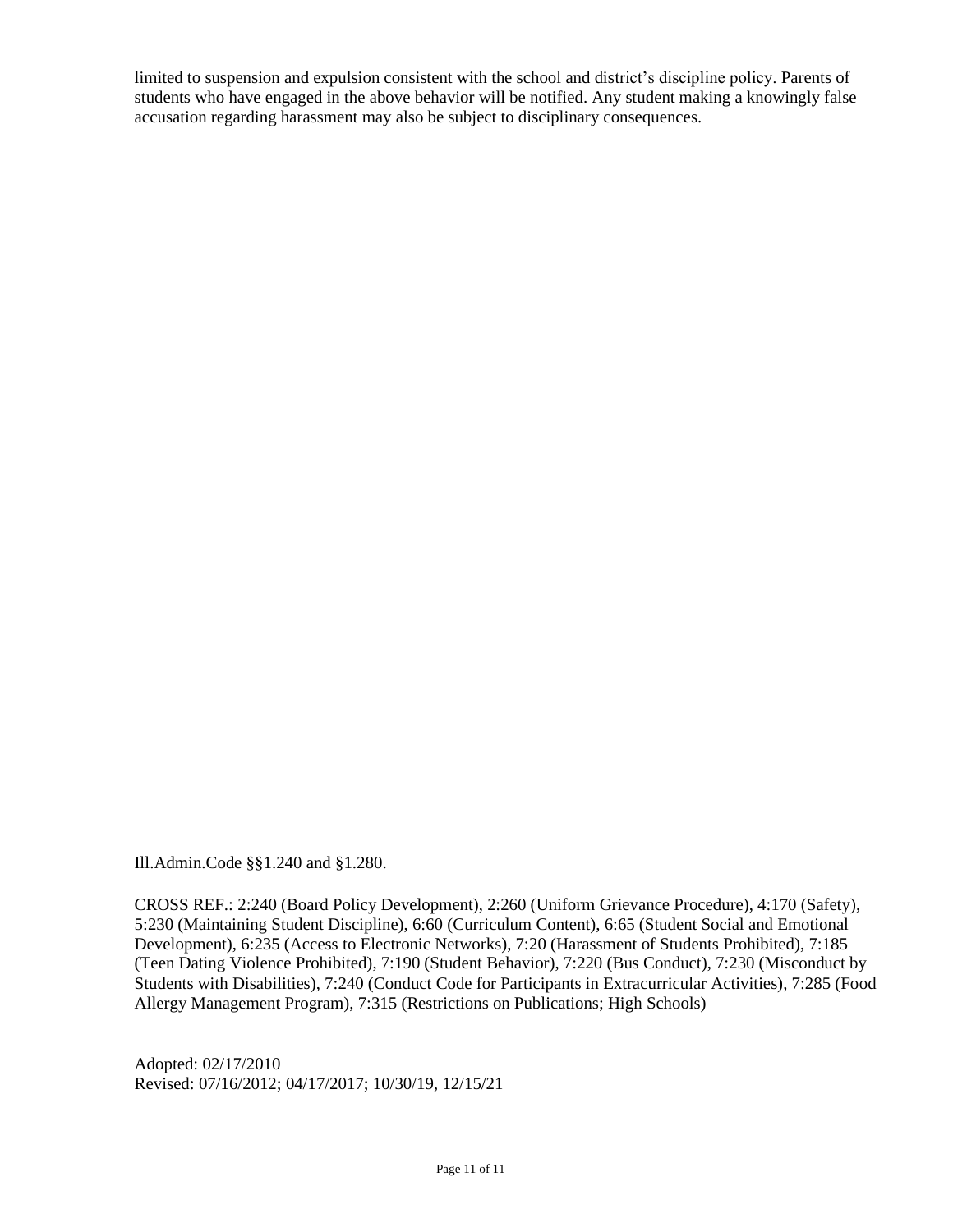limited to suspension and expulsion consistent with the school and district's discipline policy. Parents of students who have engaged in the above behavior will be notified. Any student making a knowingly false accusation regarding harassment may also be subject to disciplinary consequences.

Ill.Admin.Code §§1.240 and §1.280.

CROSS REF.: 2:240 (Board Policy Development), 2:260 (Uniform Grievance Procedure), 4:170 (Safety), 5:230 (Maintaining Student Discipline), 6:60 (Curriculum Content), 6:65 (Student Social and Emotional Development), 6:235 (Access to Electronic Networks), 7:20 (Harassment of Students Prohibited), 7:185 (Teen Dating Violence Prohibited), 7:190 (Student Behavior), 7:220 (Bus Conduct), 7:230 (Misconduct by Students with Disabilities), 7:240 (Conduct Code for Participants in Extracurricular Activities), 7:285 (Food Allergy Management Program), 7:315 (Restrictions on Publications; High Schools)

Adopted: 02/17/2010
Revised: 07/16/2012; 04/17/2017; 10/30/19, 12/15/21